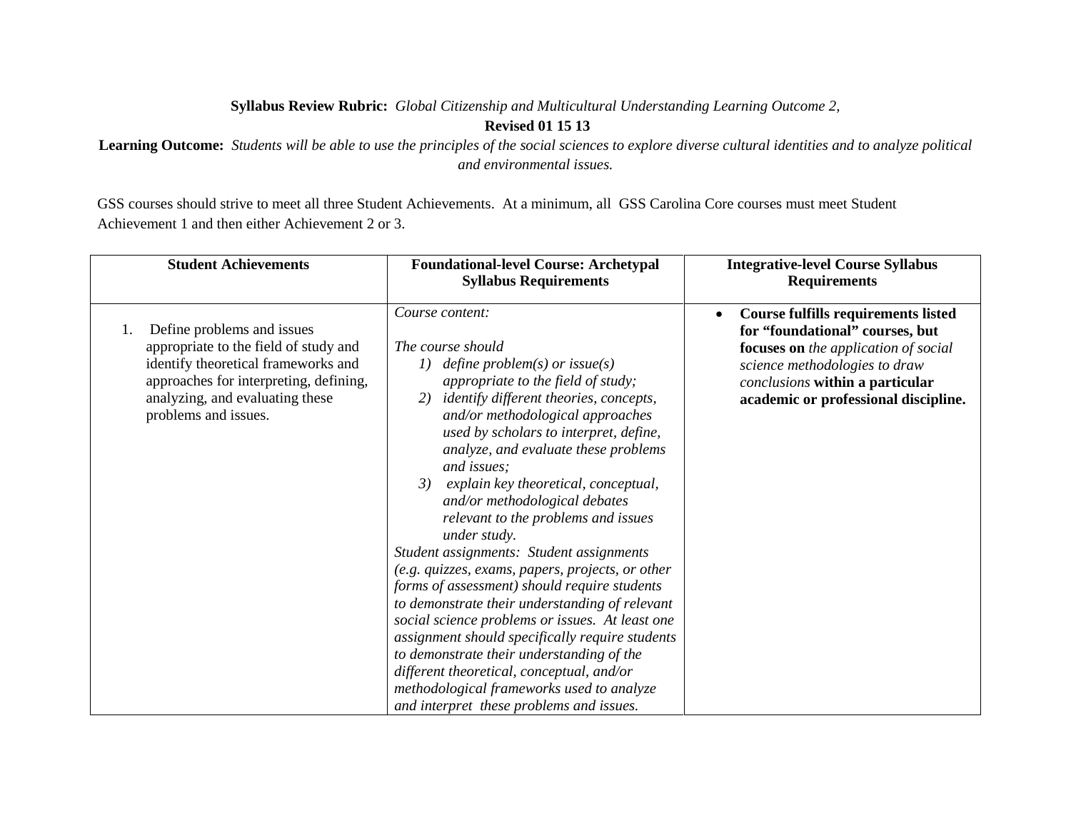**Syllabus Review Rubric:** *Global Citizenship and Multicultural Understanding Learning Outcome 2,*

**Revised 01 15 13**

**Learning Outcome:** *Students will be able to use the principles of the social sciences to explore diverse cultural identities and to analyze political and environmental issues.*

GSS courses should strive to meet all three Student Achievements. At a minimum, all GSS Carolina Core courses must meet Student Achievement 1 and then either Achievement 2 or 3.

| Student Achievements | Foundational-level Course: Archetypal Syllabus Requirements | Integrative-level Course Syllabus Requirements |
|---|---|---|
| 1. Define problems and issues appropriate to the field of study and identify theoretical frameworks and approaches for interpreting, defining, analyzing, and evaluating these problems and issues. | *Course content:*<br><br>*The course should*<br>*1) define problem(s) or issue(s) appropriate to the field of study;*<br>*2) identify different theories, concepts, and/or methodological approaches used by scholars to interpret, define, analyze, and evaluate these problems and issues;*<br>*3) explain key theoretical, conceptual, and/or methodological debates relevant to the problems and issues under study.*<br>*Student assignments: Student assignments (e.g. quizzes, exams, papers, projects, or other forms of assessment) should require students to demonstrate their understanding of relevant social science problems or issues. At least one assignment should specifically require students to demonstrate their understanding of the different theoretical, conceptual, and/or methodological frameworks used to analyze and interpret these problems and issues.* | • **Course fulfills requirements listed for "foundational" courses, but focuses on** *the application of social science methodologies to draw conclusions* **within a particular academic or professional discipline.** |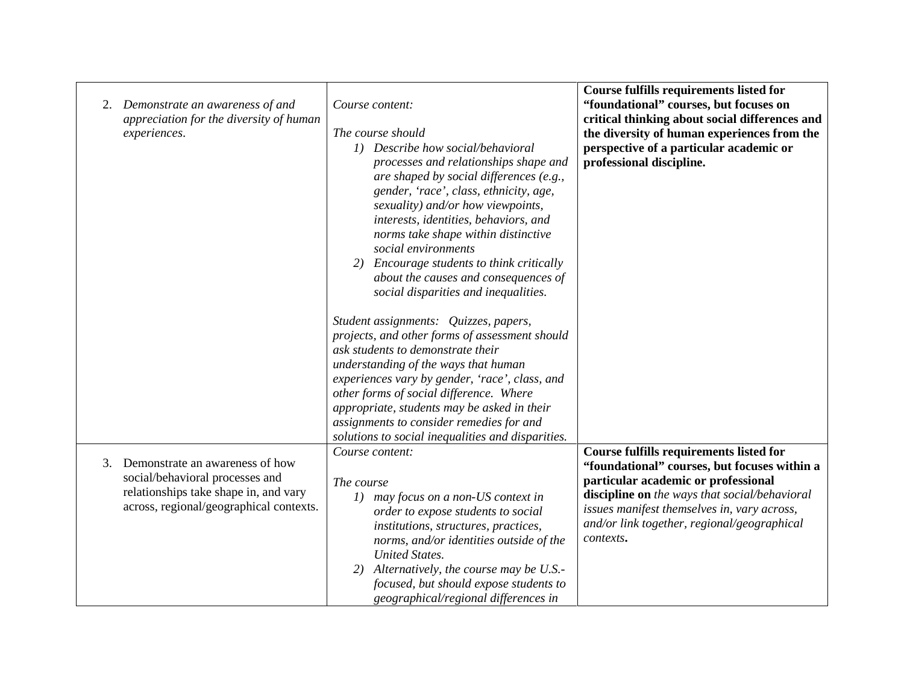| | | |
|---|---|---|
| 2. *Demonstrate an awareness of and appreciation for the diversity of human experiences.* | *Course content:*<br><br>*The course should*<br>*1) Describe how social/behavioral processes and relationships shape and are shaped by social differences (e.g., gender, 'race', class, ethnicity, age, sexuality) and/or how viewpoints, interests, identities, behaviors, and norms take shape within distinctive social environments*<br>*2) Encourage students to think critically about the causes and consequences of social disparities and inequalities.*<br><br>*Student assignments: Quizzes, papers, projects, and other forms of assessment should ask students to demonstrate their understanding of the ways that human experiences vary by gender, 'race', class, and other forms of social difference. Where appropriate, students may be asked in their assignments to consider remedies for and solutions to social inequalities and disparities.* | **Course fulfills requirements listed for "foundational" courses, but focuses on critical thinking about social differences and the diversity of human experiences from the perspective of a particular academic or professional discipline.** |
| 3. Demonstrate an awareness of how social/behavioral processes and relationships take shape in, and vary across, regional/geographical contexts. | *Course content:*<br><br>*The course*<br>*1) may focus on a non-US context in order to expose students to social institutions, structures, practices, norms, and/or identities outside of the United States.*<br>*2) Alternatively, the course may be U.S.-focused, but should expose students to geographical/regional differences in* | **Course fulfills requirements listed for "foundational" courses, but focuses within a particular academic or professional discipline on** *the ways that social/behavioral issues manifest themselves in, vary across, and/or link together, regional/geographical contexts***.** |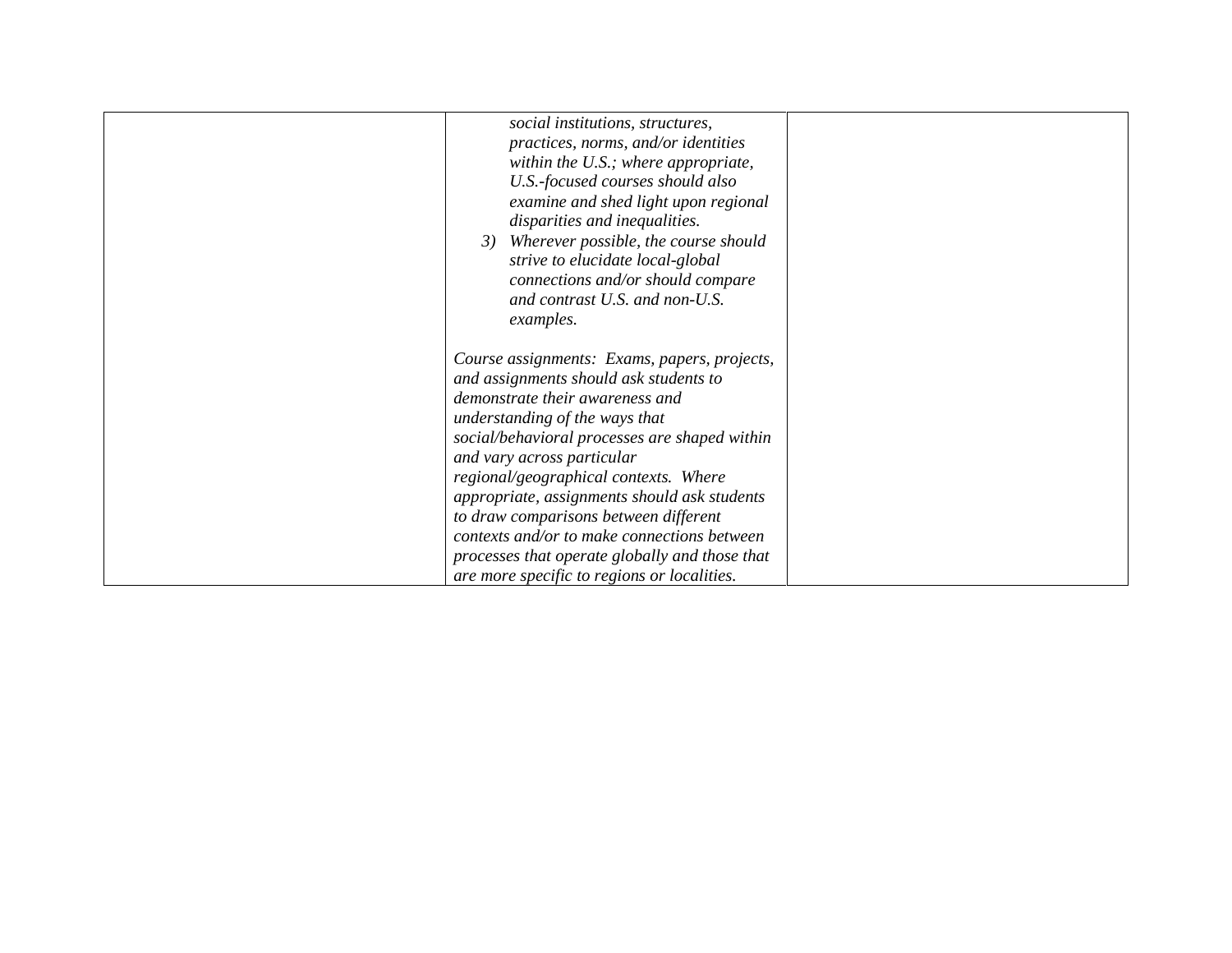| | | |
|---|---|---|
| | *social institutions, structures, practices, norms, and/or identities within the U.S.; where appropriate, U.S.-focused courses should also examine and shed light upon regional disparities and inequalities.*<br>*3) Wherever possible, the course should strive to elucidate local-global connections and/or should compare and contrast U.S. and non-U.S. examples.*<br><br>*Course assignments: Exams, papers, projects, and assignments should ask students to demonstrate their awareness and understanding of the ways that social/behavioral processes are shaped within and vary across particular regional/geographical contexts. Where appropriate, assignments should ask students to draw comparisons between different contexts and/or to make connections between processes that operate globally and those that are more specific to regions or localities.* | |